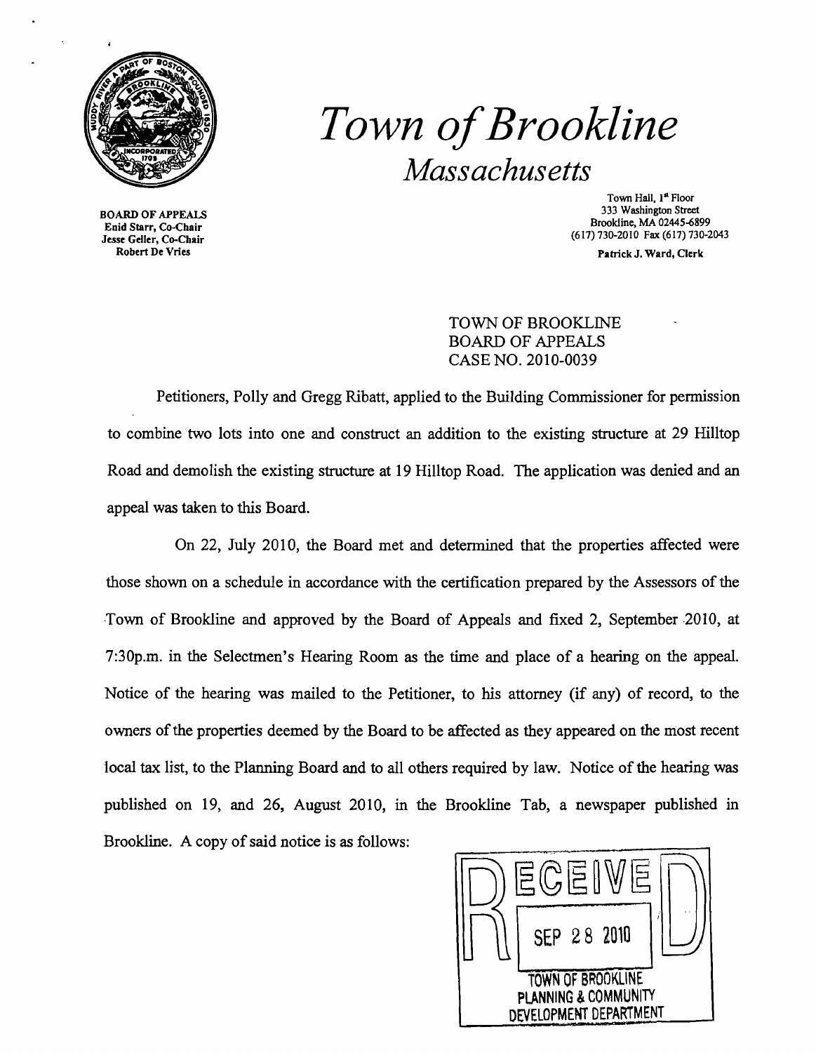# Town of Brookline

*Massachusetts*

BOARD OF APPEALS
Enid Starr, Co-Chair
Jesse Geller, Co-Chair
Robert De Vries

Town Hall, 1st Floor
333 Washington Street
Brookline, MA 02445-6899
(617) 730-2010 Fax (617) 730-2043

Patrick J. Ward, Clerk

TOWN OF BROOKLINE
BOARD OF APPEALS
CASE NO. 2010-0039

Petitioners, Polly and Gregg Ribatt, applied to the Building Commissioner for permission to combine two lots into one and construct an addition to the existing structure at 29 Hilltop Road and demolish the existing structure at 19 Hilltop Road. The application was denied and an appeal was taken to this Board.

On 22, July 2010, the Board met and determined that the properties affected were those shown on a schedule in accordance with the certification prepared by the Assessors of the Town of Brookline and approved by the Board of Appeals and fixed 2, September 2010, at 7:30p.m. in the Selectmen's Hearing Room as the time and place of a hearing on the appeal. Notice of the hearing was mailed to the Petitioner, to his attorney (if any) of record, to the owners of the properties deemed by the Board to be affected as they appeared on the most recent local tax list, to the Planning Board and to all others required by law. Notice of the hearing was published on 19, and 26, August 2010, in the Brookline Tab, a newspaper published in Brookline. A copy of said notice is as follows:

RECEIVED
SEP 28 2010
TOWN OF BROOKLINE
PLANNING & COMMUNITY
DEVELOPMENT DEPARTMENT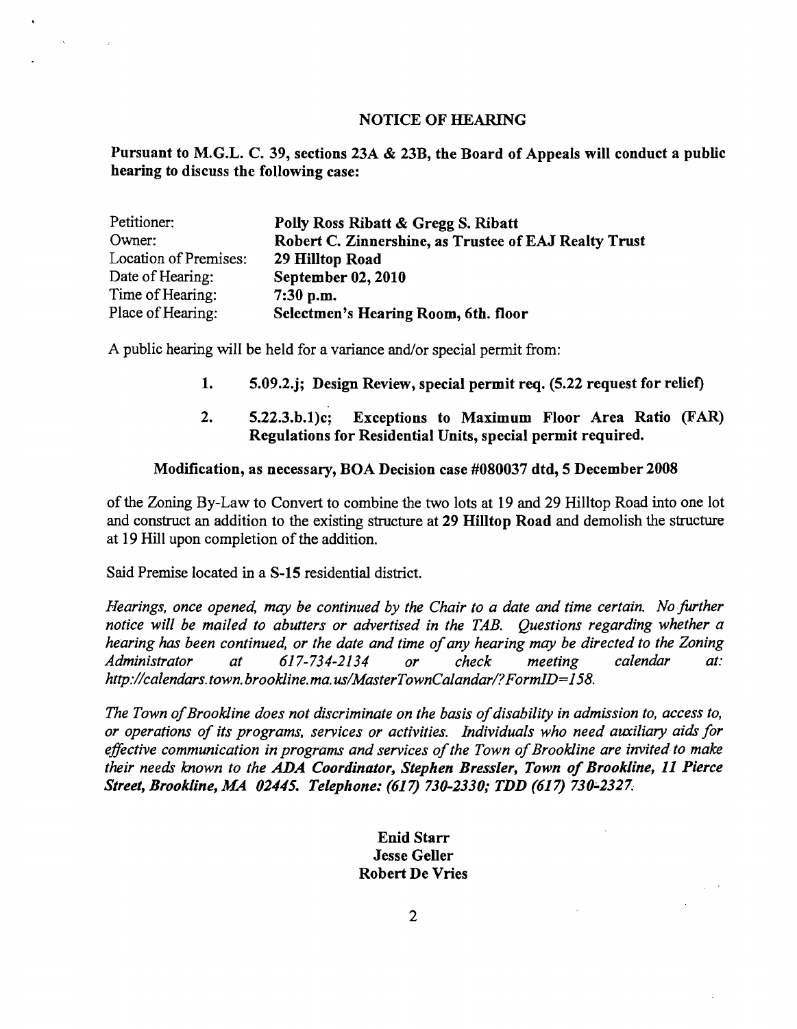## NOTICE OF HEARING

**Pursuant to M.G.L. C. 39, sections 23A & 23B, the Board of Appeals will conduct a public hearing to discuss the following case:**

| | |
|---|---|
| Petitioner: | **Polly Ross Ribatt & Gregg S. Ribatt** |
| Owner: | **Robert C. Zinnershine, as Trustee of EAJ Realty Trust** |
| Location of Premises: | **29 Hilltop Road** |
| Date of Hearing: | **September 02, 2010** |
| Time of Hearing: | **7:30 p.m.** |
| Place of Hearing: | **Selectmen's Hearing Room, 6th. floor** |

A public hearing will be held for a variance and/or special permit from:

1. **5.09.2.j; Design Review, special permit req. (5.22 request for relief)**
2. **5.22.3.b.1)c; Exceptions to Maximum Floor Area Ratio (FAR) Regulations for Residential Units, special permit required.**

**Modification, as necessary, BOA Decision case #080037 dtd, 5 December 2008**

of the Zoning By-Law to Convert to combine the two lots at 19 and 29 Hilltop Road into one lot and construct an addition to the existing structure at **29 Hilltop Road** and demolish the structure at 19 Hill upon completion of the addition.

Said Premise located in a **S-15** residential district.

*Hearings, once opened, may be continued by the Chair to a date and time certain. No further notice will be mailed to abutters or advertised in the TAB. Questions regarding whether a hearing has been continued, or the date and time of any hearing may be directed to the Zoning Administrator at 617-734-2134 or check meeting calendar at: http://calendars.town.brookline.ma.us/MasterTownCalandar/?FormID=158.*

*The Town of Brookline does not discriminate on the basis of disability in admission to, access to, or operations of its programs, services or activities. Individuals who need auxiliary aids for effective communication in programs and services of the Town of Brookline are invited to make their needs known to the* ***ADA Coordinator, Stephen Bressler, Town of Brookline, 11 Pierce Street, Brookline, MA 02445. Telephone: (617) 730-2330; TDD (617) 730-2327.***

**Enid Starr**
**Jesse Geller**
**Robert De Vries**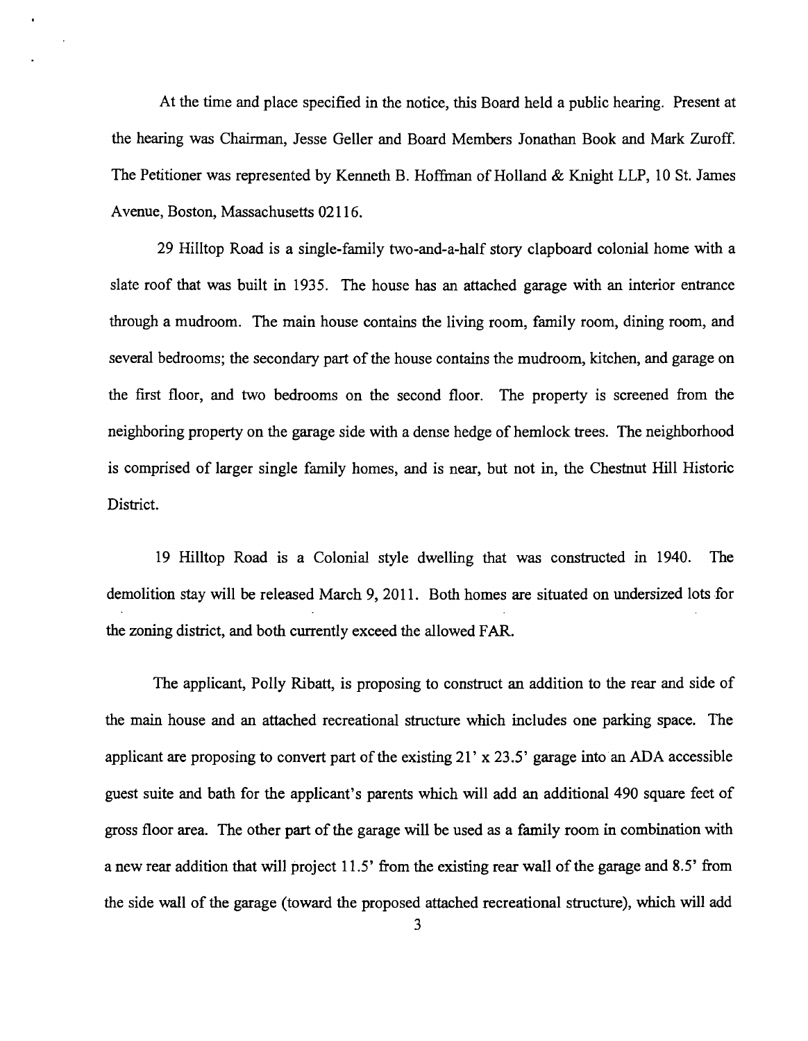At the time and place specified in the notice, this Board held a public hearing. Present at the hearing was Chairman, Jesse Geller and Board Members Jonathan Book and Mark Zuroff. The Petitioner was represented by Kenneth B. Hoffman of Holland & Knight LLP, 10 St. James Avenue, Boston, Massachusetts 02116.

29 Hilltop Road is a single-family two-and-a-half story clapboard colonial home with a slate roof that was built in 1935. The house has an attached garage with an interior entrance through a mudroom. The main house contains the living room, family room, dining room, and several bedrooms; the secondary part of the house contains the mudroom, kitchen, and garage on the first floor, and two bedrooms on the second floor. The property is screened from the neighboring property on the garage side with a dense hedge of hemlock trees. The neighborhood is comprised of larger single family homes, and is near, but not in, the Chestnut Hill Historic District.

19 Hilltop Road is a Colonial style dwelling that was constructed in 1940. The demolition stay will be released March 9, 2011. Both homes are situated on undersized lots for the zoning district, and both currently exceed the allowed FAR.

The applicant, Polly Ribatt, is proposing to construct an addition to the rear and side of the main house and an attached recreational structure which includes one parking space. The applicant are proposing to convert part of the existing 21' x 23.5' garage into an ADA accessible guest suite and bath for the applicant's parents which will add an additional 490 square feet of gross floor area. The other part of the garage will be used as a family room in combination with a new rear addition that will project 11.5' from the existing rear wall of the garage and 8.5' from the side wall of the garage (toward the proposed attached recreational structure), which will add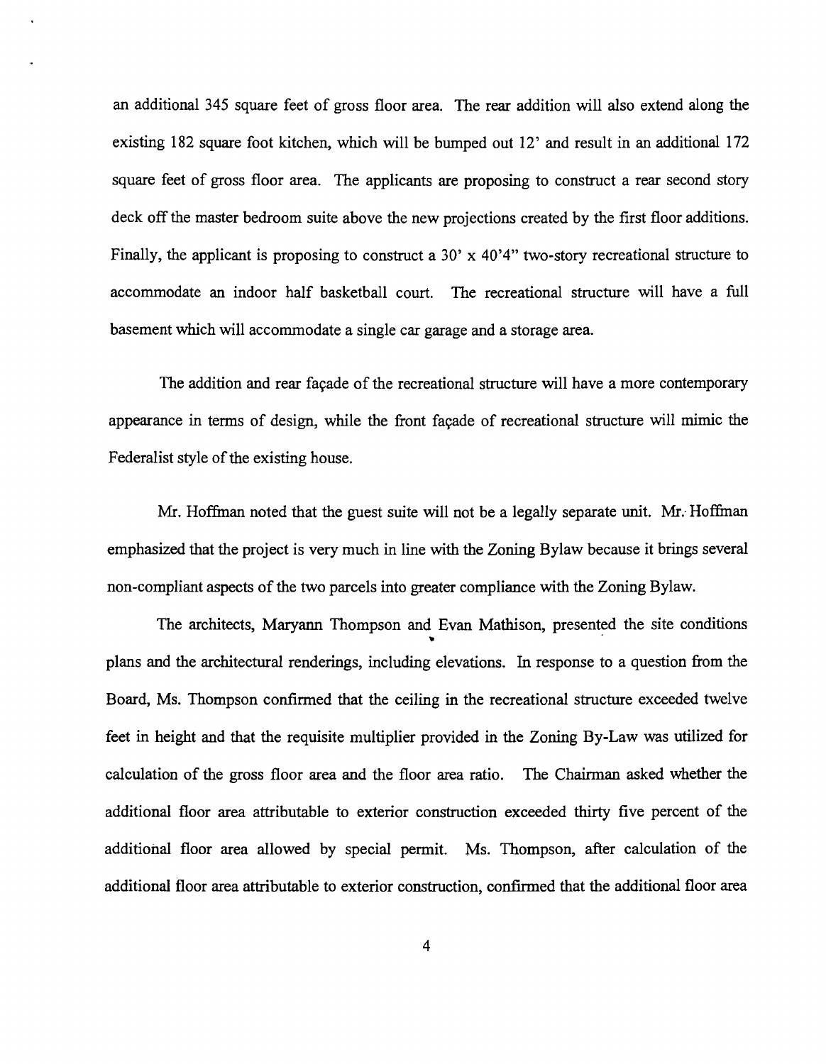an additional 345 square feet of gross floor area. The rear addition will also extend along the existing 182 square foot kitchen, which will be bumped out 12' and result in an additional 172 square feet of gross floor area. The applicants are proposing to construct a rear second story deck off the master bedroom suite above the new projections created by the first floor additions. Finally, the applicant is proposing to construct a 30' x 40'4" two-story recreational structure to accommodate an indoor half basketball court. The recreational structure will have a full basement which will accommodate a single car garage and a storage area.

The addition and rear façade of the recreational structure will have a more contemporary appearance in terms of design, while the front façade of recreational structure will mimic the Federalist style of the existing house.

Mr. Hoffman noted that the guest suite will not be a legally separate unit. Mr. Hoffman emphasized that the project is very much in line with the Zoning Bylaw because it brings several non-compliant aspects of the two parcels into greater compliance with the Zoning Bylaw.

The architects, Maryann Thompson and Evan Mathison, presented the site conditions plans and the architectural renderings, including elevations. In response to a question from the Board, Ms. Thompson confirmed that the ceiling in the recreational structure exceeded twelve feet in height and that the requisite multiplier provided in the Zoning By-Law was utilized for calculation of the gross floor area and the floor area ratio. The Chairman asked whether the additional floor area attributable to exterior construction exceeded thirty five percent of the additional floor area allowed by special permit. Ms. Thompson, after calculation of the additional floor area attributable to exterior construction, confirmed that the additional floor area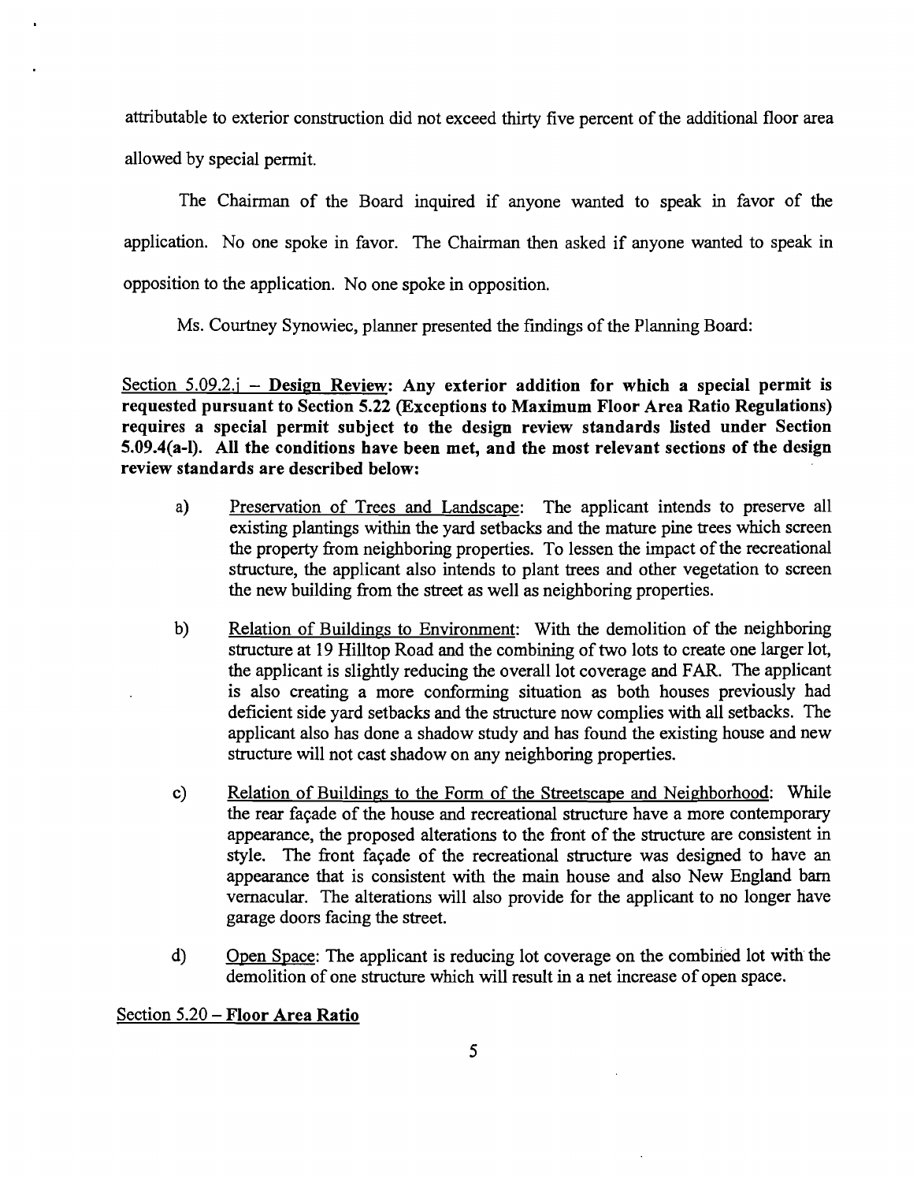attributable to exterior construction did not exceed thirty five percent of the additional floor area allowed by special permit.

The Chairman of the Board inquired if anyone wanted to speak in favor of the application. No one spoke in favor. The Chairman then asked if anyone wanted to speak in opposition to the application. No one spoke in opposition.

Ms. Courtney Synowiec, planner presented the findings of the Planning Board:

Section 5.09.2.j – **Design Review: Any exterior addition for which a special permit is requested pursuant to Section 5.22 (Exceptions to Maximum Floor Area Ratio Regulations) requires a special permit subject to the design review standards listed under Section 5.09.4(a-l). All the conditions have been met, and the most relevant sections of the design review standards are described below:**

a) Preservation of Trees and Landscape: The applicant intends to preserve all existing plantings within the yard setbacks and the mature pine trees which screen the property from neighboring properties. To lessen the impact of the recreational structure, the applicant also intends to plant trees and other vegetation to screen the new building from the street as well as neighboring properties.

b) Relation of Buildings to Environment: With the demolition of the neighboring structure at 19 Hilltop Road and the combining of two lots to create one larger lot, the applicant is slightly reducing the overall lot coverage and FAR. The applicant is also creating a more conforming situation as both houses previously had deficient side yard setbacks and the structure now complies with all setbacks. The applicant also has done a shadow study and has found the existing house and new structure will not cast shadow on any neighboring properties.

c) Relation of Buildings to the Form of the Streetscape and Neighborhood: While the rear façade of the house and recreational structure have a more contemporary appearance, the proposed alterations to the front of the structure are consistent in style. The front façade of the recreational structure was designed to have an appearance that is consistent with the main house and also New England barn vernacular. The alterations will also provide for the applicant to no longer have garage doors facing the street.

d) Open Space: The applicant is reducing lot coverage on the combined lot with the demolition of one structure which will result in a net increase of open space.

Section 5.20 – **Floor Area Ratio**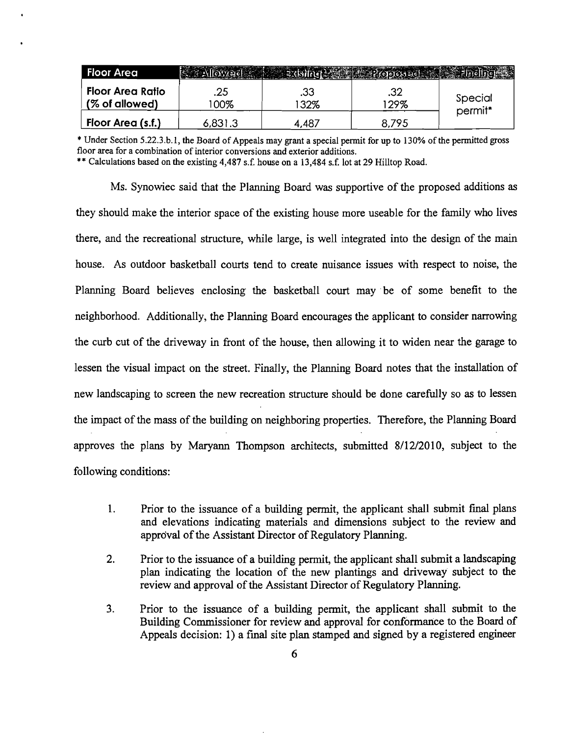| Floor Area | Allowed | Existing | Proposed | Finding |
|---|---|---|---|---|
| Floor Area Ratio (% of allowed) | .25<br>100% | .33<br>132% | .32<br>129% | Special permit* |
| Floor Area (s.f.) | 6,831.3 | 4,487 | 8,795 | |

\* Under Section 5.22.3.b.1, the Board of Appeals may grant a special permit for up to 130% of the permitted gross floor area for a combination of interior conversions and exterior additions.

\*\* Calculations based on the existing 4,487 s.f. house on a 13,484 s.f. lot at 29 Hilltop Road.

Ms. Synowiec said that the Planning Board was supportive of the proposed additions as they should make the interior space of the existing house more useable for the family who lives there, and the recreational structure, while large, is well integrated into the design of the main house. As outdoor basketball courts tend to create nuisance issues with respect to noise, the Planning Board believes enclosing the basketball court may be of some benefit to the neighborhood. Additionally, the Planning Board encourages the applicant to consider narrowing the curb cut of the driveway in front of the house, then allowing it to widen near the garage to lessen the visual impact on the street. Finally, the Planning Board notes that the installation of new landscaping to screen the new recreation structure should be done carefully so as to lessen the impact of the mass of the building on neighboring properties. Therefore, the Planning Board approves the plans by Maryann Thompson architects, submitted 8/12/2010, subject to the following conditions:

1. Prior to the issuance of a building permit, the applicant shall submit final plans and elevations indicating materials and dimensions subject to the review and approval of the Assistant Director of Regulatory Planning.

2. Prior to the issuance of a building permit, the applicant shall submit a landscaping plan indicating the location of the new plantings and driveway subject to the review and approval of the Assistant Director of Regulatory Planning.

3. Prior to the issuance of a building permit, the applicant shall submit to the Building Commissioner for review and approval for conformance to the Board of Appeals decision: 1) a final site plan stamped and signed by a registered engineer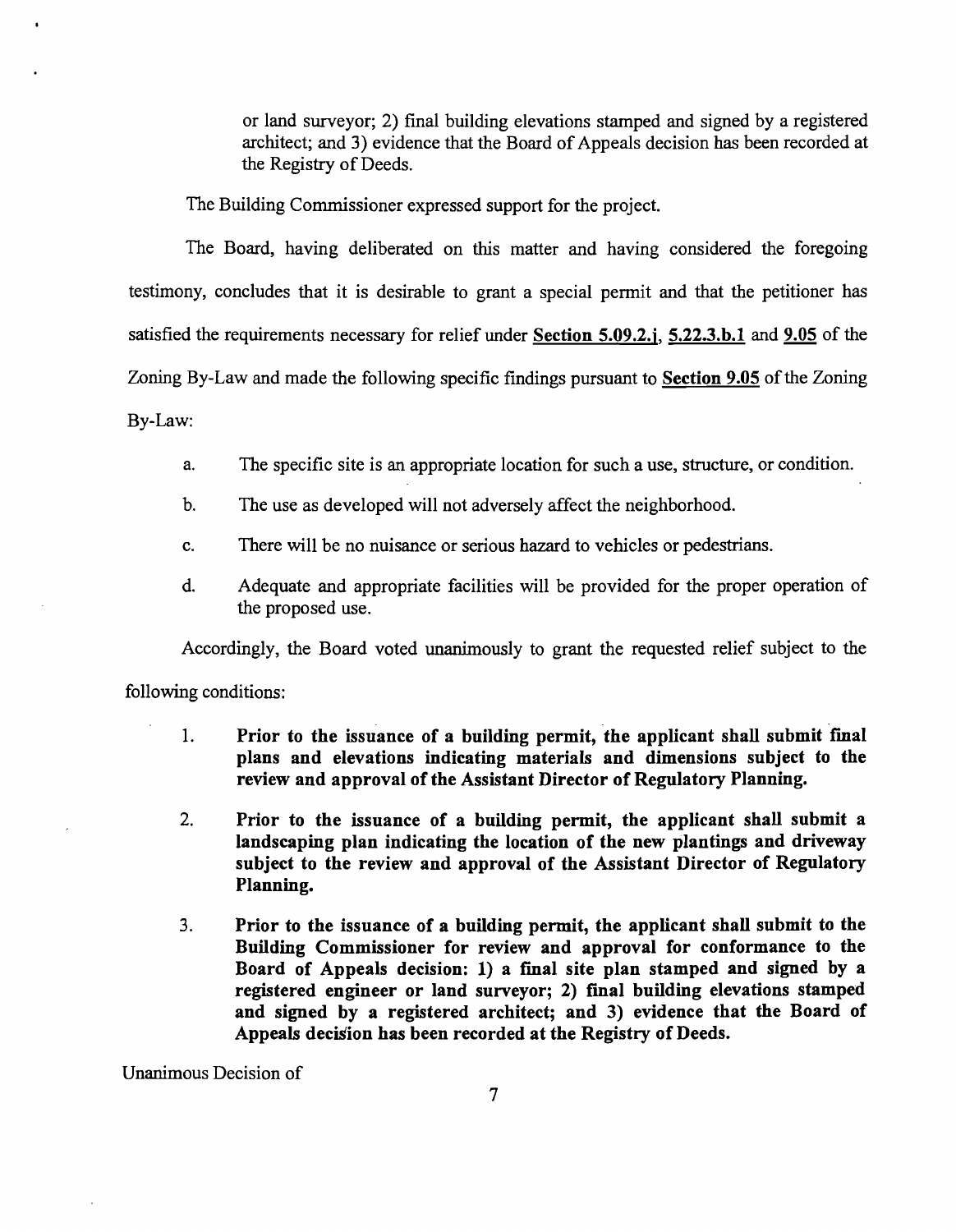or land surveyor; 2) final building elevations stamped and signed by a registered architect; and 3) evidence that the Board of Appeals decision has been recorded at the Registry of Deeds.

The Building Commissioner expressed support for the project.

The Board, having deliberated on this matter and having considered the foregoing testimony, concludes that it is desirable to grant a special permit and that the petitioner has satisfied the requirements necessary for relief under **Section 5.09.2.j**, **5.22.3.b.1** and **9.05** of the Zoning By-Law and made the following specific findings pursuant to **Section 9.05** of the Zoning By-Law:

a. The specific site is an appropriate location for such a use, structure, or condition.

b. The use as developed will not adversely affect the neighborhood.

c. There will be no nuisance or serious hazard to vehicles or pedestrians.

d. Adequate and appropriate facilities will be provided for the proper operation of the proposed use.

Accordingly, the Board voted unanimously to grant the requested relief subject to the following conditions:

1. **Prior to the issuance of a building permit, the applicant shall submit final plans and elevations indicating materials and dimensions subject to the review and approval of the Assistant Director of Regulatory Planning.**

2. **Prior to the issuance of a building permit, the applicant shall submit a landscaping plan indicating the location of the new plantings and driveway subject to the review and approval of the Assistant Director of Regulatory Planning.**

3. **Prior to the issuance of a building permit, the applicant shall submit to the Building Commissioner for review and approval for conformance to the Board of Appeals decision: 1) a final site plan stamped and signed by a registered engineer or land surveyor; 2) final building elevations stamped and signed by a registered architect; and 3) evidence that the Board of Appeals decision has been recorded at the Registry of Deeds.**

Unanimous Decision of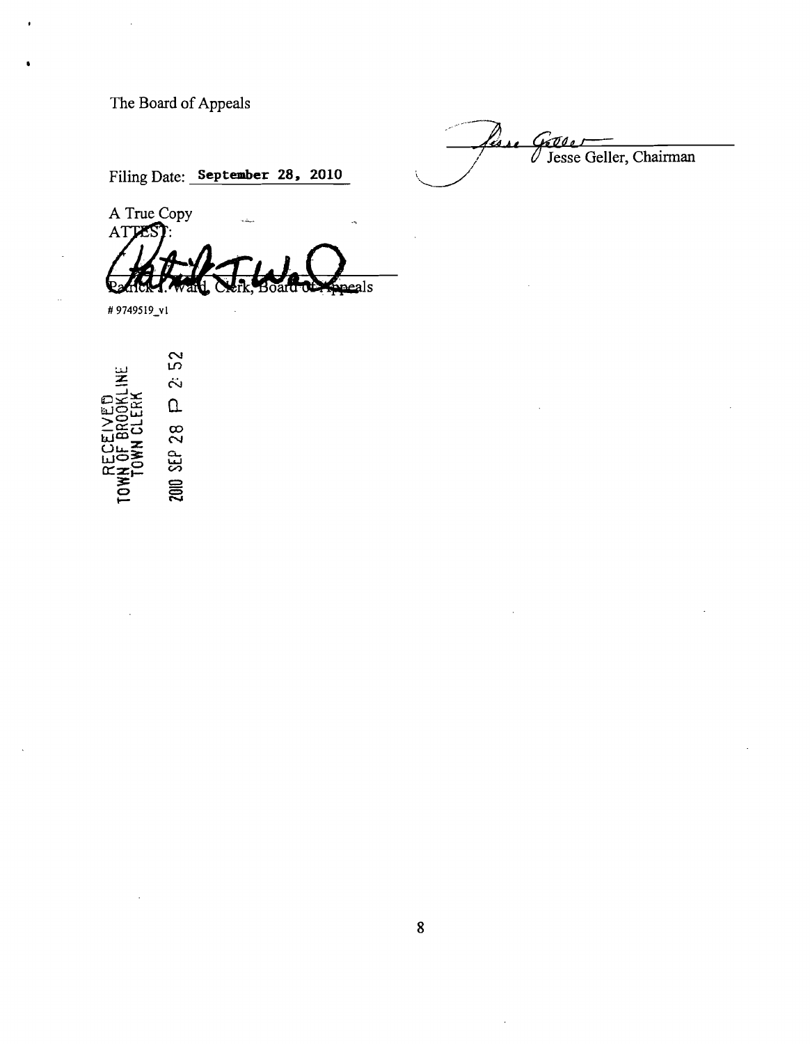The Board of Appeals

Jesse Geller, Chairman

Filing Date: **September 28, 2010**

A True Copy
ATTEST:

Patrick J. Ward, Clerk, Board of Appeals

# 9749519_v1

RECEIVED
TOWN OF BROOKLINE
TOWN CLERK

2010 SEP 28 P 2: 52